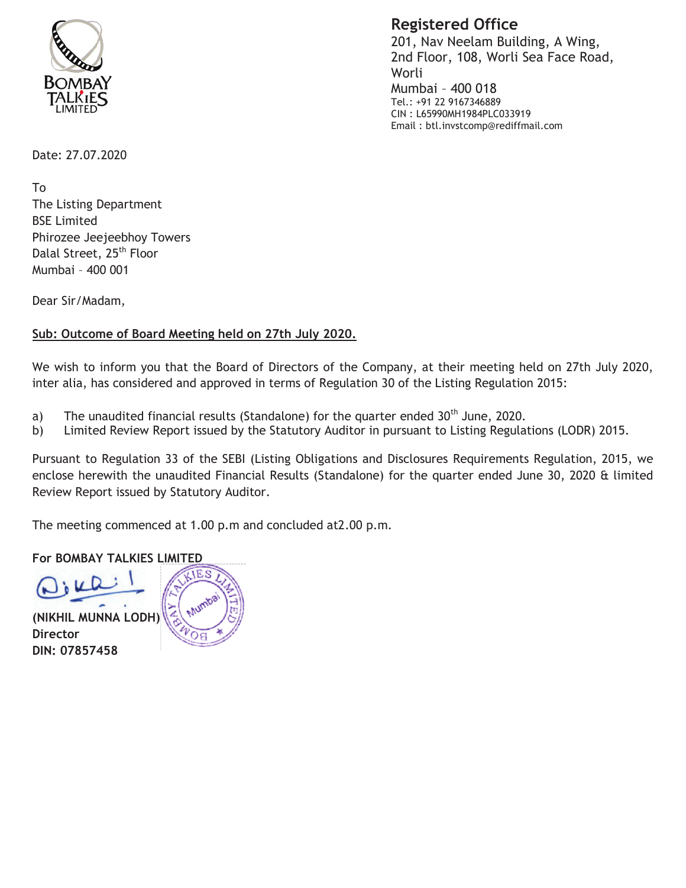**Registered Office**
201, Nav Neelam Building, A Wing,
2nd Floor, 108, Worli Sea Face Road,
Worli
Mumbai – 400 018
Tel.: +91 22 9167346889
CIN : L65990MH1984PLC033919
Email : btl.invstcomp@rediffmail.com

Date: 27.07.2020

To
The Listing Department
BSE Limited
Phirozee Jeejeebhoy Towers
Dalal Street, 25th Floor
Mumbai – 400 001

Dear Sir/Madam,

**Sub: Outcome of Board Meeting held on 27th July 2020.**

We wish to inform you that the Board of Directors of the Company, at their meeting held on 27th July 2020, inter alia, has considered and approved in terms of Regulation 30 of the Listing Regulation 2015:

a) The unaudited financial results (Standalone) for the quarter ended 30th June, 2020.
b) Limited Review Report issued by the Statutory Auditor in pursuant to Listing Regulations (LODR) 2015.

Pursuant to Regulation 33 of the SEBI (Listing Obligations and Disclosures Requirements Regulation, 2015, we enclose herewith the unaudited Financial Results (Standalone) for the quarter ended June 30, 2020 & limited Review Report issued by Statutory Auditor.

The meeting commenced at 1.00 p.m and concluded at2.00 p.m.

**For BOMBAY TALKIES LIMITED**

**(NIKHIL MUNNA LODH)**
**Director**
**DIN: 07857458**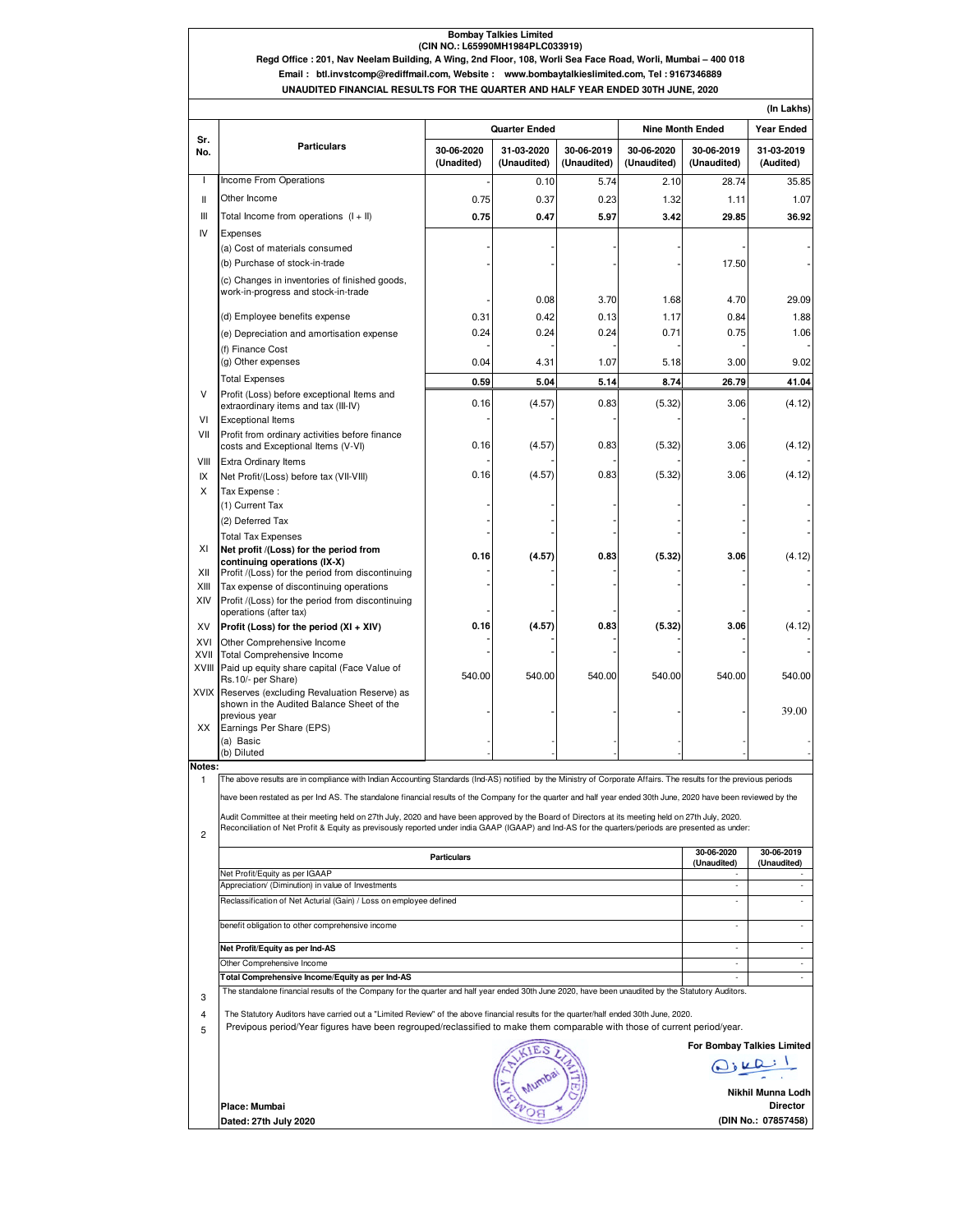**Bombay Talkies Limited**
**(CIN NO.: L65990MH1984PLC033919)**
**Regd Office : 201, Nav Neelam Building, A Wing, 2nd Floor, 108, Worli Sea Face Road, Worli, Mumbai – 400 018**
**Email : btl.invstcomp@rediffmail.com, Website : www.bombaytalkieslimited.com, Tel : 9167346889**
**UNAUDITED FINANCIAL RESULTS FOR THE QUARTER AND HALF YEAR ENDED 30TH JUNE, 2020**

**(In Lakhs)**

| Sr. No. | Particulars | Quarter Ended | | | Nine Month Ended | | Year Ended |
|---|---|---|---|---|---|---|---|
| | | 30-06-2020 (Unadited) | 31-03-2020 (Unaudited) | 30-06-2019 (Unaudited) | 30-06-2020 (Unaudited) | 30-06-2019 (Unaudited) | 31-03-2019 (Audited) |
| I | Income From Operations | - | 0.10 | 5.74 | 2.10 | 28.74 | 35.85 |
| II | Other Income | 0.75 | 0.37 | 0.23 | 1.32 | 1.11 | 1.07 |
| III | Total Income from operations (I + II) | **0.75** | **0.47** | **5.97** | **3.42** | **29.85** | **36.92** |
| IV | Expenses | | | | | | |
| | (a) Cost of materials consumed | - | - | - | - | - | - |
| | (b) Purchase of stock-in-trade | - | - | - | - | 17.50 | - |
| | (c) Changes in inventories of finished goods, work-in-progress and stock-in-trade | - | 0.08 | 3.70 | 1.68 | 4.70 | 29.09 |
| | (d) Employee benefits expense | 0.31 | 0.42 | 0.13 | 1.17 | 0.84 | 1.88 |
| | (e) Depreciation and amortisation expense | 0.24 | 0.24 | 0.24 | 0.71 | 0.75 | 1.06 |
| | (f) Finance Cost | - | - | - | - | - | - |
| | (g) Other expenses | 0.04 | 4.31 | 1.07 | 5.18 | 3.00 | 9.02 |
| | Total Expenses | **0.59** | **5.04** | **5.14** | **8.74** | **26.79** | **41.04** |
| V | Profit (Loss) before exceptional Items and extraordinary items and tax (III-IV) | 0.16 | (4.57) | 0.83 | (5.32) | 3.06 | (4.12) |
| VI | Exceptional Items | - | - | - | - | - | |
| VII | Profit from ordinary activities before finance costs and Exceptional Items (V-VI) | 0.16 | (4.57) | 0.83 | (5.32) | 3.06 | (4.12) |
| VIII | Extra Ordinary Items | - | - | - | - | - | - |
| IX | Net Profit/(Loss) before tax (VII-VIII) | 0.16 | (4.57) | 0.83 | (5.32) | 3.06 | (4.12) |
| X | Tax Expense : | | | | | | |
| | (1) Current Tax | - | - | - | - | - | - |
| | (2) Deferred Tax | - | - | - | - | - | - |
| | Total Tax Expenses | - | - | - | - | - | - |
| XI | **Net profit /(Loss) for the period from continuing operations (IX-X)** | **0.16** | **(4.57)** | **0.83** | **(5.32)** | **3.06** | (4.12) |
| XII | Profit /(Loss) for the period from discontinuing | - | - | - | - | - | - |
| XIII | Tax expense of discontinuing operations | - | - | - | - | - | - |
| XIV | Profit /(Loss) for the period from discontinuing operations (after tax) | - | - | - | - | - | - |
| XV | **Profit (Loss) for the period (XI + XIV)** | **0.16** | **(4.57)** | **0.83** | **(5.32)** | **3.06** | (4.12) |
| XVI | Other Comprehensive Income | - | - | - | - | - | - |
| XVII | Total Comprehensive Income | - | - | - | - | - | - |
| XVIII | Paid up equity share capital (Face Value of Rs.10/- per Share) | 540.00 | 540.00 | 540.00 | 540.00 | 540.00 | 540.00 |
| XVIX | Reserves (excluding Revaluation Reserve) as shown in the Audited Balance Sheet of the previous year | - | - | - | - | - | 39.00 |
| XX | Earnings Per Share (EPS) | | | | | | |
| | (a) Basic | - | - | - | - | - | - |
| | (b) Diluted | - | - | - | - | - | - |

**Notes:**

1. The above results are in compliance with Indian Accounting Standards (Ind-AS) notified by the Ministry of Corporate Affairs. The results for the previous periods have been restated as per Ind AS. The standalone financial results of the Company for the quarter and half year ended 30th June, 2020 have been reviewed by the Audit Committee at their meeting held on 27th July, 2020 and have been approved by the Board of Directors at its meeting held on 27th July, 2020.

2. Reconciliation of Net Profit & Equity as previsously reported under india GAAP (IGAAP) and Ind-AS for the quarters/periods are presented as under:

| Particulars | 30-06-2020 (Unaudited) | 30-06-2019 (Unaudited) |
|---|---|---|
| Net Profit/Equity as per IGAAP | - | - |
| Appreciation/ (Diminution) in value of Investments | - | - |
| Reclassification of Net Acturial (Gain) / Loss on employee defined benefit obligation to other comprehensive income | - | - |
| **Net Profit/Equity as per Ind-AS** | - | - |
| Other Comprehensive Income | - | - |
| **Total Comprehensive Income/Equity as per Ind-AS** | - | - |

3. The standalone financial results of the Company for the quarter and half year ended 30th June 2020, have been unaudited by the Statutory Auditors.

4. The Statutory Auditors have carried out a "Limited Review" of the above financial results for the quarter/half ended 30th June, 2020.

5. Previpous period/Year figures have been regrouped/reclassified to make them comparable with those of current period/year.

**For Bombay Talkies Limited**

**Nikhil Munna Lodh**
**Director**
**(DIN No.: 07857458)**

**Place: Mumbai**
**Dated: 27th July 2020**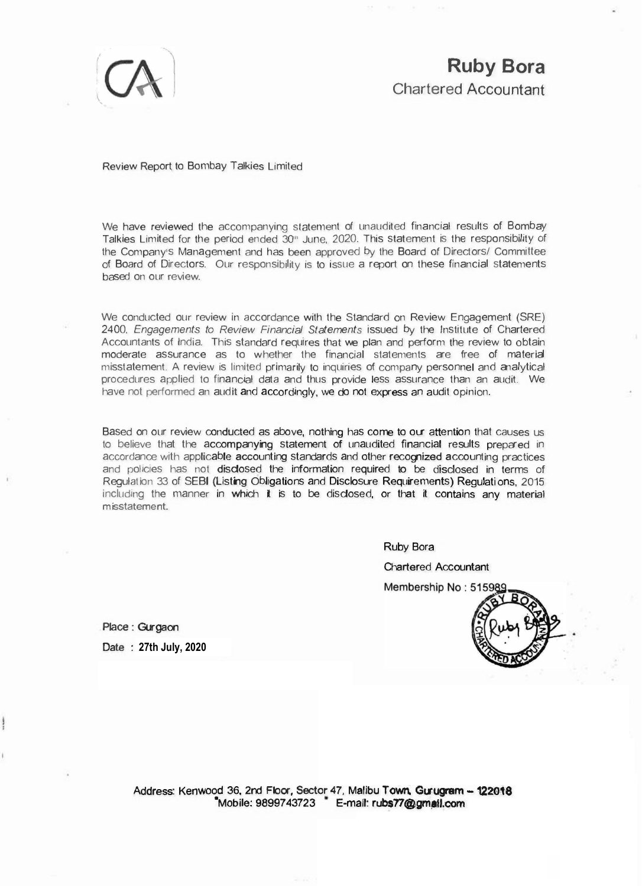# Ruby Bora

Chartered Accountant

Review Report to Bombay Talkies Limited

We have reviewed the accompanying statement of unaudited financial results of Bombay Talkies Limited for the period ended 30th June, 2020. This statement is the responsibility of the Company's Management and has been approved by the Board of Directors/ Committee of Board of Directors. Our responsibility is to issue a report on these financial statements based on our review.

We conducted our review in accordance with the Standard on Review Engagement (SRE) 2400, *Engagements to Review Financial Statements* issued by the Institute of Chartered Accountants of India. This standard requires that we plan and perform the review to obtain moderate assurance as to whether the financial statements are free of material misstatement. A review is limited primarily to inquiries of company personnel and analytical procedures applied to financial data and thus provide less assurance than an audit. We have not performed an audit and accordingly, we do not express an audit opinion.

Based on our review conducted as above, nothing has come to our attention that causes us to believe that the accompanying statement of unaudited financial results prepared in accordance with applicable accounting standards and other recognized accounting practices and policies has not disclosed the information required to be disclosed in terms of Regulation 33 of SEBI (Listing Obligations and Disclosure Requirements) Regulations, 2015 including the manner in which it is to be disclosed, or that it contains any material misstatement.

Ruby Bora

Chartered Accountant

Membership No : 515989

Place : Gurgaon

Date : 27th July, 2020

Address: Kenwood 36, 2nd Floor, Sector 47, Malibu Town, Gurugram – 122018

Mobile: 9899743723 E-mail: rubs77@gmail.com